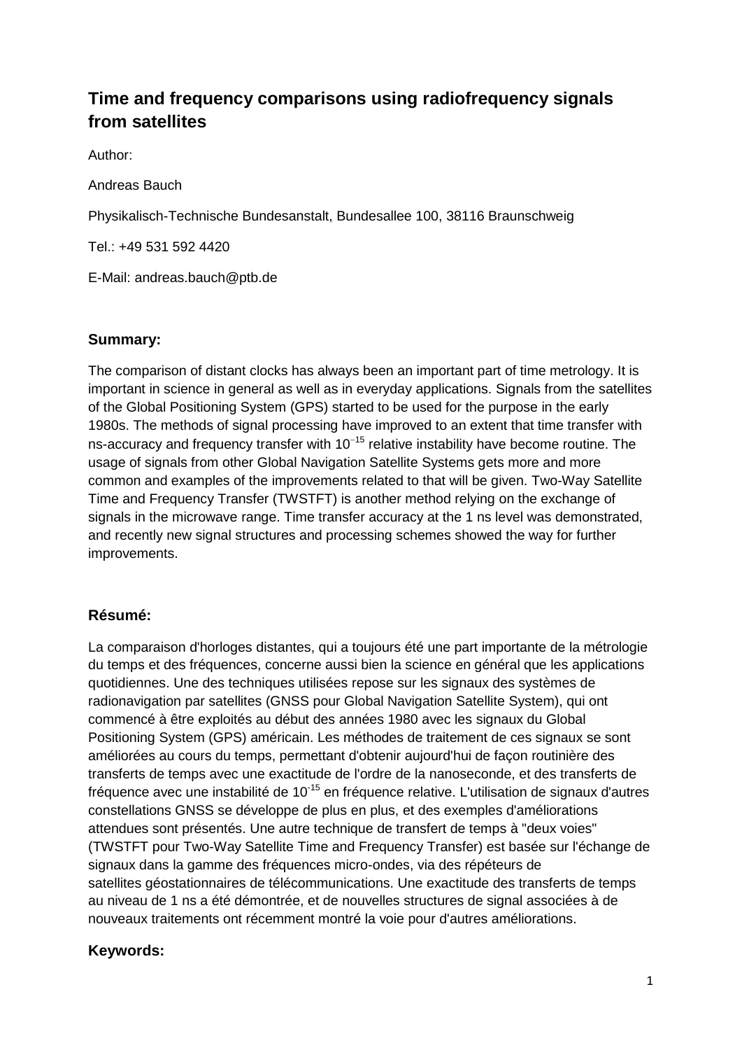# Time and frequency comparisons using radiofrequency signals from satellites

Author:

Andreas Bauch

Physikalisch-Technische Bundesanstalt, Bundesallee 100, 38116 Braunschweig

Tel.: +49 531 592 4420

E-Mail: andreas.bauch@ptb.de

## Summary:

The comparison of distant clocks has always been an important part of time metrology. It is important in science in general as well as in everyday applications. Signals from the satellites of the Global Positioning System (GPS) started to be used for the purpose in the early 1980s. The methods of signal processing have improved to an extent that time transfer with ns-accuracy and frequency transfer with $10^{-15}$ relative instability have become routine. The usage of signals from other Global Navigation Satellite Systems gets more and more common and examples of the improvements related to that will be given. Two-Way Satellite Time and Frequency Transfer (TWSTFT) is another method relying on the exchange of signals in the microwave range. Time transfer accuracy at the 1 ns level was demonstrated, and recently new signal structures and processing schemes showed the way for further improvements.

## Résumé:

La comparaison d'horloges distantes, qui a toujours été une part importante de la métrologie du temps et des fréquences, concerne aussi bien la science en général que les applications quotidiennes. Une des techniques utilisées repose sur les signaux des systèmes de radionavigation par satellites (GNSS pour Global Navigation Satellite System), qui ont commencé à être exploités au début des années 1980 avec les signaux du Global Positioning System (GPS) américain. Les méthodes de traitement de ces signaux se sont améliorées au cours du temps, permettant d'obtenir aujourd'hui de façon routinière des transferts de temps avec une exactitude de l'ordre de la nanoseconde, et des transferts de fréquence avec une instabilité de $10^{-15}$ en fréquence relative. L'utilisation de signaux d'autres constellations GNSS se développe de plus en plus, et des exemples d'améliorations attendues sont présentés. Une autre technique de transfert de temps à "deux voies" (TWSTFT pour Two-Way Satellite Time and Frequency Transfer) est basée sur l'échange de signaux dans la gamme des fréquences micro-ondes, via des répéteurs de satellites géostationnaires de télécommunications. Une exactitude des transferts de temps au niveau de 1 ns a été démontrée, et de nouvelles structures de signal associées à de nouveaux traitements ont récemment montré la voie pour d'autres améliorations.

## Keywords: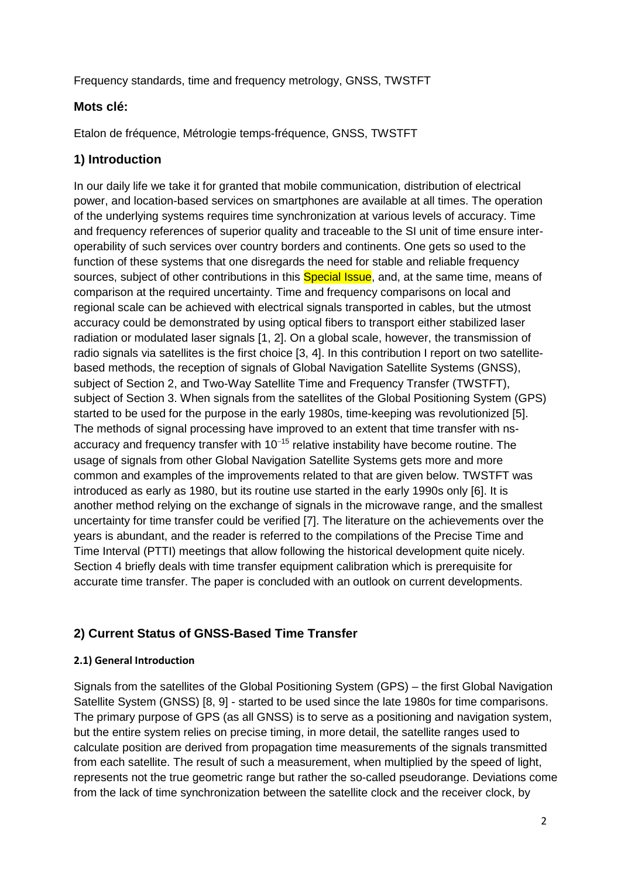Frequency standards, time and frequency metrology, GNSS, TWSTFT

### Mots clé:

Etalon de fréquence, Métrologie temps-fréquence, GNSS, TWSTFT

## 1) Introduction

In our daily life we take it for granted that mobile communication, distribution of electrical power, and location-based services on smartphones are available at all times. The operation of the underlying systems requires time synchronization at various levels of accuracy. Time and frequency references of superior quality and traceable to the SI unit of time ensure inter-operability of such services over country borders and continents. One gets so used to the function of these systems that one disregards the need for stable and reliable frequency sources, subject of other contributions in this Special Issue, and, at the same time, means of comparison at the required uncertainty. Time and frequency comparisons on local and regional scale can be achieved with electrical signals transported in cables, but the utmost accuracy could be demonstrated by using optical fibers to transport either stabilized laser radiation or modulated laser signals [1, 2]. On a global scale, however, the transmission of radio signals via satellites is the first choice [3, 4]. In this contribution I report on two satellite-based methods, the reception of signals of Global Navigation Satellite Systems (GNSS), subject of Section 2, and Two-Way Satellite Time and Frequency Transfer (TWSTFT), subject of Section 3. When signals from the satellites of the Global Positioning System (GPS) started to be used for the purpose in the early 1980s, time-keeping was revolutionized [5]. The methods of signal processing have improved to an extent that time transfer with ns-accuracy and frequency transfer with $10^{-15}$ relative instability have become routine. The usage of signals from other Global Navigation Satellite Systems gets more and more common and examples of the improvements related to that are given below. TWSTFT was introduced as early as 1980, but its routine use started in the early 1990s only [6]. It is another method relying on the exchange of signals in the microwave range, and the smallest uncertainty for time transfer could be verified [7]. The literature on the achievements over the years is abundant, and the reader is referred to the compilations of the Precise Time and Time Interval (PTTI) meetings that allow following the historical development quite nicely. Section 4 briefly deals with time transfer equipment calibration which is prerequisite for accurate time transfer. The paper is concluded with an outlook on current developments.

## 2) Current Status of GNSS-Based Time Transfer

### 2.1) General Introduction

Signals from the satellites of the Global Positioning System (GPS) – the first Global Navigation Satellite System (GNSS) [8, 9] - started to be used since the late 1980s for time comparisons. The primary purpose of GPS (as all GNSS) is to serve as a positioning and navigation system, but the entire system relies on precise timing, in more detail, the satellite ranges used to calculate position are derived from propagation time measurements of the signals transmitted from each satellite. The result of such a measurement, when multiplied by the speed of light, represents not the true geometric range but rather the so-called pseudorange. Deviations come from the lack of time synchronization between the satellite clock and the receiver clock, by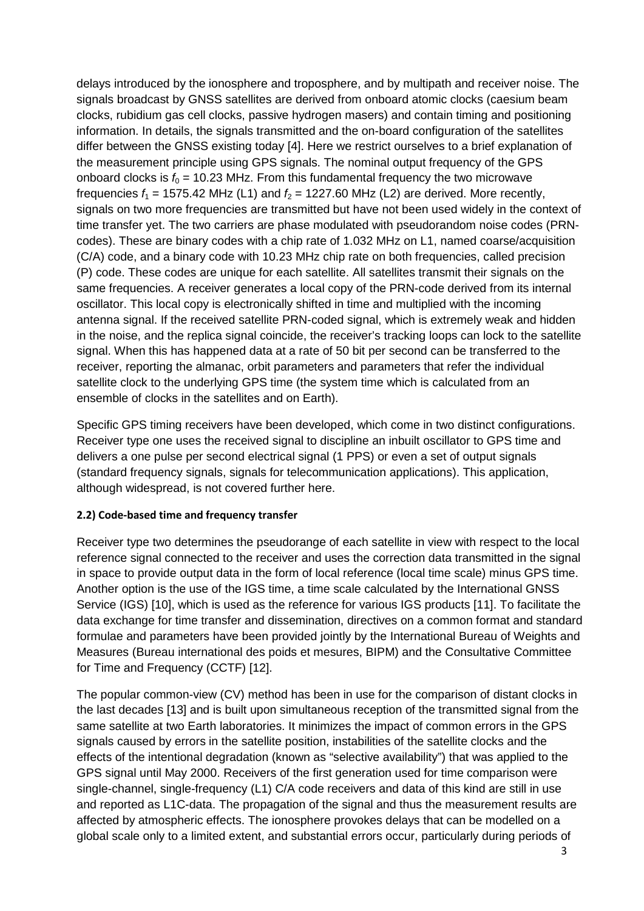delays introduced by the ionosphere and troposphere, and by multipath and receiver noise. The signals broadcast by GNSS satellites are derived from onboard atomic clocks (caesium beam clocks, rubidium gas cell clocks, passive hydrogen masers) and contain timing and positioning information. In details, the signals transmitted and the on-board configuration of the satellites differ between the GNSS existing today [4]. Here we restrict ourselves to a brief explanation of the measurement principle using GPS signals. The nominal output frequency of the GPS onboard clocks is $f_0$ = 10.23 MHz. From this fundamental frequency the two microwave frequencies $f_1$ = 1575.42 MHz (L1) and $f_2$ = 1227.60 MHz (L2) are derived. More recently, signals on two more frequencies are transmitted but have not been used widely in the context of time transfer yet. The two carriers are phase modulated with pseudorandom noise codes (PRN-codes). These are binary codes with a chip rate of 1.032 MHz on L1, named coarse/acquisition (C/A) code, and a binary code with 10.23 MHz chip rate on both frequencies, called precision (P) code. These codes are unique for each satellite. All satellites transmit their signals on the same frequencies. A receiver generates a local copy of the PRN-code derived from its internal oscillator. This local copy is electronically shifted in time and multiplied with the incoming antenna signal. If the received satellite PRN-coded signal, which is extremely weak and hidden in the noise, and the replica signal coincide, the receiver's tracking loops can lock to the satellite signal. When this has happened data at a rate of 50 bit per second can be transferred to the receiver, reporting the almanac, orbit parameters and parameters that refer the individual satellite clock to the underlying GPS time (the system time which is calculated from an ensemble of clocks in the satellites and on Earth).

Specific GPS timing receivers have been developed, which come in two distinct configurations. Receiver type one uses the received signal to discipline an inbuilt oscillator to GPS time and delivers a one pulse per second electrical signal (1 PPS) or even a set of output signals (standard frequency signals, signals for telecommunication applications). This application, although widespread, is not covered further here.

#### 2.2) Code-based time and frequency transfer

Receiver type two determines the pseudorange of each satellite in view with respect to the local reference signal connected to the receiver and uses the correction data transmitted in the signal in space to provide output data in the form of local reference (local time scale) minus GPS time. Another option is the use of the IGS time, a time scale calculated by the International GNSS Service (IGS) [10], which is used as the reference for various IGS products [11]. To facilitate the data exchange for time transfer and dissemination, directives on a common format and standard formulae and parameters have been provided jointly by the International Bureau of Weights and Measures (Bureau international des poids et mesures, BIPM) and the Consultative Committee for Time and Frequency (CCTF) [12].

The popular common-view (CV) method has been in use for the comparison of distant clocks in the last decades [13] and is built upon simultaneous reception of the transmitted signal from the same satellite at two Earth laboratories. It minimizes the impact of common errors in the GPS signals caused by errors in the satellite position, instabilities of the satellite clocks and the effects of the intentional degradation (known as "selective availability") that was applied to the GPS signal until May 2000. Receivers of the first generation used for time comparison were single-channel, single-frequency (L1) C/A code receivers and data of this kind are still in use and reported as L1C-data. The propagation of the signal and thus the measurement results are affected by atmospheric effects. The ionosphere provokes delays that can be modelled on a global scale only to a limited extent, and substantial errors occur, particularly during periods of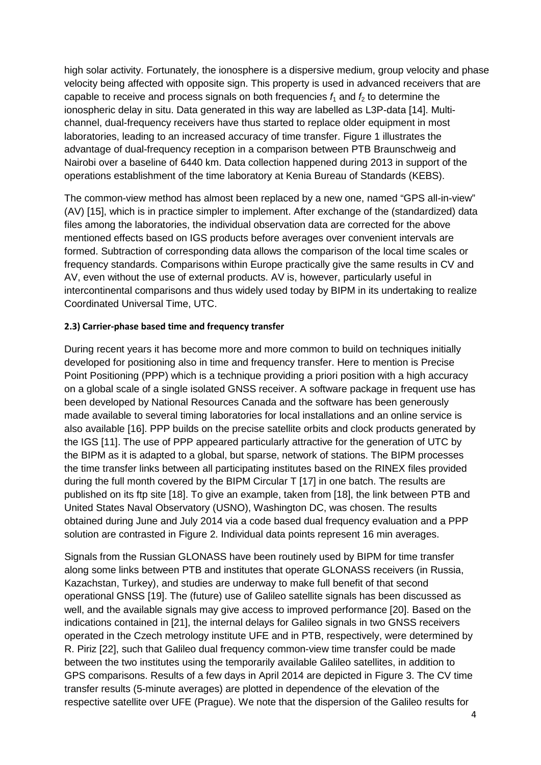high solar activity. Fortunately, the ionosphere is a dispersive medium, group velocity and phase velocity being affected with opposite sign. This property is used in advanced receivers that are capable to receive and process signals on both frequencies $f_1$ and $f_2$ to determine the ionospheric delay in situ. Data generated in this way are labelled as L3P-data [14]. Multi-channel, dual-frequency receivers have thus started to replace older equipment in most laboratories, leading to an increased accuracy of time transfer. Figure 1 illustrates the advantage of dual-frequency reception in a comparison between PTB Braunschweig and Nairobi over a baseline of 6440 km. Data collection happened during 2013 in support of the operations establishment of the time laboratory at Kenia Bureau of Standards (KEBS).

The common-view method has almost been replaced by a new one, named "GPS all-in-view" (AV) [15], which is in practice simpler to implement. After exchange of the (standardized) data files among the laboratories, the individual observation data are corrected for the above mentioned effects based on IGS products before averages over convenient intervals are formed. Subtraction of corresponding data allows the comparison of the local time scales or frequency standards. Comparisons within Europe practically give the same results in CV and AV, even without the use of external products. AV is, however, particularly useful in intercontinental comparisons and thus widely used today by BIPM in its undertaking to realize Coordinated Universal Time, UTC.

### 2.3) Carrier-phase based time and frequency transfer

During recent years it has become more and more common to build on techniques initially developed for positioning also in time and frequency transfer. Here to mention is Precise Point Positioning (PPP) which is a technique providing a priori position with a high accuracy on a global scale of a single isolated GNSS receiver. A software package in frequent use has been developed by National Resources Canada and the software has been generously made available to several timing laboratories for local installations and an online service is also available [16]. PPP builds on the precise satellite orbits and clock products generated by the IGS [11]. The use of PPP appeared particularly attractive for the generation of UTC by the BIPM as it is adapted to a global, but sparse, network of stations. The BIPM processes the time transfer links between all participating institutes based on the RINEX files provided during the full month covered by the BIPM Circular T [17] in one batch. The results are published on its ftp site [18]. To give an example, taken from [18], the link between PTB and United States Naval Observatory (USNO), Washington DC, was chosen. The results obtained during June and July 2014 via a code based dual frequency evaluation and a PPP solution are contrasted in Figure 2. Individual data points represent 16 min averages.

Signals from the Russian GLONASS have been routinely used by BIPM for time transfer along some links between PTB and institutes that operate GLONASS receivers (in Russia, Kazachstan, Turkey), and studies are underway to make full benefit of that second operational GNSS [19]. The (future) use of Galileo satellite signals has been discussed as well, and the available signals may give access to improved performance [20]. Based on the indications contained in [21], the internal delays for Galileo signals in two GNSS receivers operated in the Czech metrology institute UFE and in PTB, respectively, were determined by R. Piriz [22], such that Galileo dual frequency common-view time transfer could be made between the two institutes using the temporarily available Galileo satellites, in addition to GPS comparisons. Results of a few days in April 2014 are depicted in Figure 3. The CV time transfer results (5-minute averages) are plotted in dependence of the elevation of the respective satellite over UFE (Prague). We note that the dispersion of the Galileo results for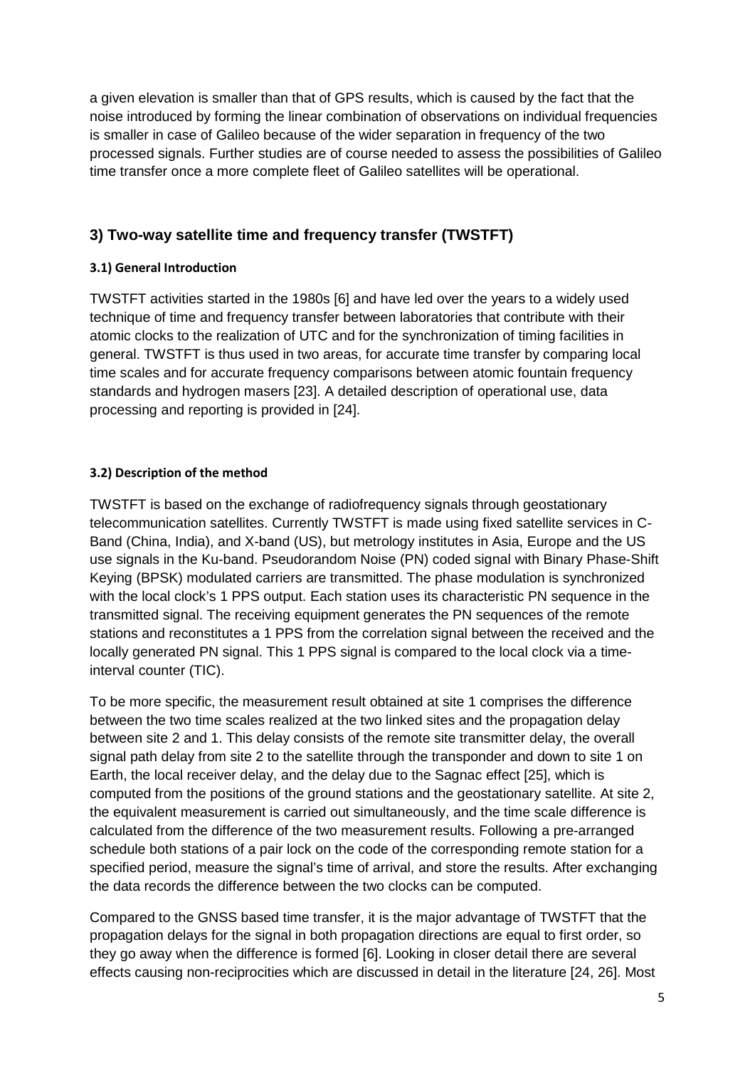a given elevation is smaller than that of GPS results, which is caused by the fact that the noise introduced by forming the linear combination of observations on individual frequencies is smaller in case of Galileo because of the wider separation in frequency of the two processed signals. Further studies are of course needed to assess the possibilities of Galileo time transfer once a more complete fleet of Galileo satellites will be operational.

## 3) Two-way satellite time and frequency transfer (TWSTFT)

### 3.1) General Introduction

TWSTFT activities started in the 1980s [6] and have led over the years to a widely used technique of time and frequency transfer between laboratories that contribute with their atomic clocks to the realization of UTC and for the synchronization of timing facilities in general. TWSTFT is thus used in two areas, for accurate time transfer by comparing local time scales and for accurate frequency comparisons between atomic fountain frequency standards and hydrogen masers [23]. A detailed description of operational use, data processing and reporting is provided in [24].

### 3.2) Description of the method

TWSTFT is based on the exchange of radiofrequency signals through geostationary telecommunication satellites. Currently TWSTFT is made using fixed satellite services in C-Band (China, India), and X-band (US), but metrology institutes in Asia, Europe and the US use signals in the Ku-band. Pseudorandom Noise (PN) coded signal with Binary Phase-Shift Keying (BPSK) modulated carriers are transmitted. The phase modulation is synchronized with the local clock's 1 PPS output. Each station uses its characteristic PN sequence in the transmitted signal. The receiving equipment generates the PN sequences of the remote stations and reconstitutes a 1 PPS from the correlation signal between the received and the locally generated PN signal. This 1 PPS signal is compared to the local clock via a time-interval counter (TIC).

To be more specific, the measurement result obtained at site 1 comprises the difference between the two time scales realized at the two linked sites and the propagation delay between site 2 and 1. This delay consists of the remote site transmitter delay, the overall signal path delay from site 2 to the satellite through the transponder and down to site 1 on Earth, the local receiver delay, and the delay due to the Sagnac effect [25], which is computed from the positions of the ground stations and the geostationary satellite. At site 2, the equivalent measurement is carried out simultaneously, and the time scale difference is calculated from the difference of the two measurement results. Following a pre-arranged schedule both stations of a pair lock on the code of the corresponding remote station for a specified period, measure the signal's time of arrival, and store the results. After exchanging the data records the difference between the two clocks can be computed.

Compared to the GNSS based time transfer, it is the major advantage of TWSTFT that the propagation delays for the signal in both propagation directions are equal to first order, so they go away when the difference is formed [6]. Looking in closer detail there are several effects causing non-reciprocities which are discussed in detail in the literature [24, 26]. Most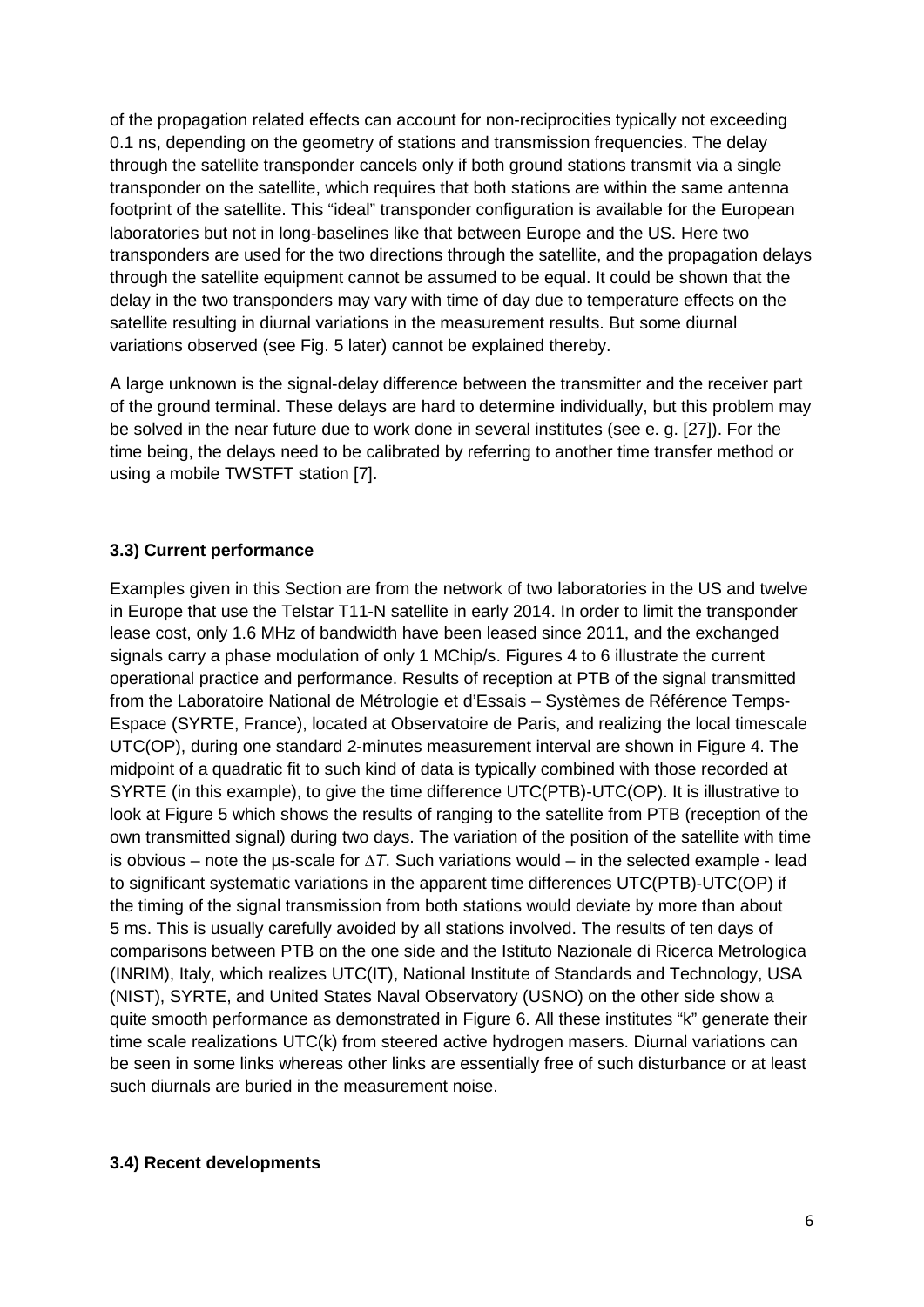of the propagation related effects can account for non-reciprocities typically not exceeding 0.1 ns, depending on the geometry of stations and transmission frequencies. The delay through the satellite transponder cancels only if both ground stations transmit via a single transponder on the satellite, which requires that both stations are within the same antenna footprint of the satellite. This "ideal" transponder configuration is available for the European laboratories but not in long-baselines like that between Europe and the US. Here two transponders are used for the two directions through the satellite, and the propagation delays through the satellite equipment cannot be assumed to be equal. It could be shown that the delay in the two transponders may vary with time of day due to temperature effects on the satellite resulting in diurnal variations in the measurement results. But some diurnal variations observed (see Fig. 5 later) cannot be explained thereby.

A large unknown is the signal-delay difference between the transmitter and the receiver part of the ground terminal. These delays are hard to determine individually, but this problem may be solved in the near future due to work done in several institutes (see e. g. [27]). For the time being, the delays need to be calibrated by referring to another time transfer method or using a mobile TWSTFT station [7].

### 3.3) Current performance

Examples given in this Section are from the network of two laboratories in the US and twelve in Europe that use the Telstar T11-N satellite in early 2014. In order to limit the transponder lease cost, only 1.6 MHz of bandwidth have been leased since 2011, and the exchanged signals carry a phase modulation of only 1 MChip/s. Figures 4 to 6 illustrate the current operational practice and performance. Results of reception at PTB of the signal transmitted from the Laboratoire National de Métrologie et d'Essais – Systèmes de Référence Temps-Espace (SYRTE, France), located at Observatoire de Paris, and realizing the local timescale UTC(OP), during one standard 2-minutes measurement interval are shown in Figure 4. The midpoint of a quadratic fit to such kind of data is typically combined with those recorded at SYRTE (in this example), to give the time difference UTC(PTB)-UTC(OP). It is illustrative to look at Figure 5 which shows the results of ranging to the satellite from PTB (reception of the own transmitted signal) during two days. The variation of the position of the satellite with time is obvious – note the µs-scale for $\Delta T$. Such variations would – in the selected example - lead to significant systematic variations in the apparent time differences UTC(PTB)-UTC(OP) if the timing of the signal transmission from both stations would deviate by more than about 5 ms. This is usually carefully avoided by all stations involved. The results of ten days of comparisons between PTB on the one side and the Istituto Nazionale di Ricerca Metrologica (INRIM), Italy, which realizes UTC(IT), National Institute of Standards and Technology, USA (NIST), SYRTE, and United States Naval Observatory (USNO) on the other side show a quite smooth performance as demonstrated in Figure 6. All these institutes "k" generate their time scale realizations UTC(k) from steered active hydrogen masers. Diurnal variations can be seen in some links whereas other links are essentially free of such disturbance or at least such diurnals are buried in the measurement noise.

### 3.4) Recent developments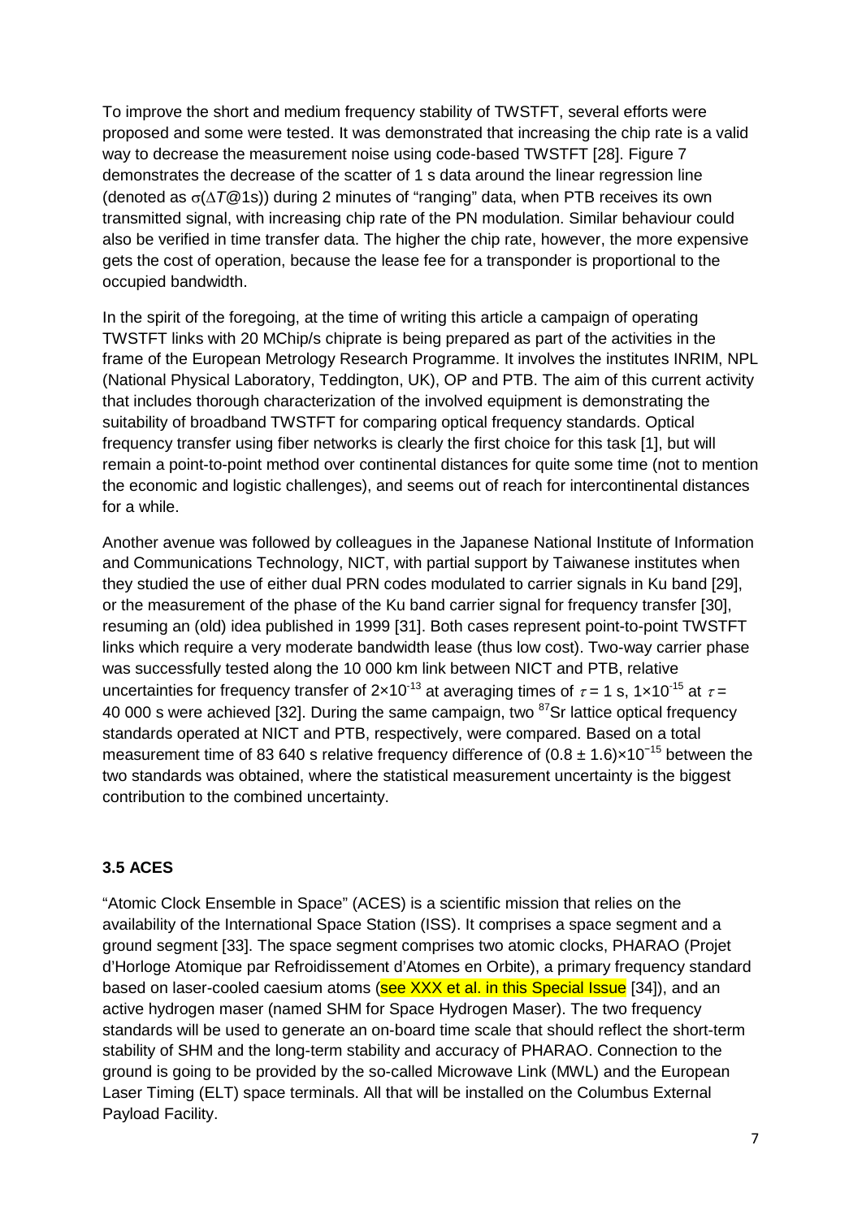To improve the short and medium frequency stability of TWSTFT, several efforts were proposed and some were tested. It was demonstrated that increasing the chip rate is a valid way to decrease the measurement noise using code-based TWSTFT [28]. Figure 7 demonstrates the decrease of the scatter of 1 s data around the linear regression line (denoted as $\sigma(\Delta T@1s)$) during 2 minutes of "ranging" data, when PTB receives its own transmitted signal, with increasing chip rate of the PN modulation. Similar behaviour could also be verified in time transfer data. The higher the chip rate, however, the more expensive gets the cost of operation, because the lease fee for a transponder is proportional to the occupied bandwidth.

In the spirit of the foregoing, at the time of writing this article a campaign of operating TWSTFT links with 20 MChip/s chiprate is being prepared as part of the activities in the frame of the European Metrology Research Programme. It involves the institutes INRIM, NPL (National Physical Laboratory, Teddington, UK), OP and PTB. The aim of this current activity that includes thorough characterization of the involved equipment is demonstrating the suitability of broadband TWSTFT for comparing optical frequency standards. Optical frequency transfer using fiber networks is clearly the first choice for this task [1], but will remain a point-to-point method over continental distances for quite some time (not to mention the economic and logistic challenges), and seems out of reach for intercontinental distances for a while.

Another avenue was followed by colleagues in the Japanese National Institute of Information and Communications Technology, NICT, with partial support by Taiwanese institutes when they studied the use of either dual PRN codes modulated to carrier signals in Ku band [29], or the measurement of the phase of the Ku band carrier signal for frequency transfer [30], resuming an (old) idea published in 1999 [31]. Both cases represent point-to-point TWSTFT links which require a very moderate bandwidth lease (thus low cost). Two-way carrier phase was successfully tested along the 10 000 km link between NICT and PTB, relative uncertainties for frequency transfer of $2\times10^{-13}$ at averaging times of $\tau = 1$ s, $1\times10^{-15}$ at $\tau =$ 40 000 s were achieved [32]. During the same campaign, two $^{87}$Sr lattice optical frequency standards operated at NICT and PTB, respectively, were compared. Based on a total measurement time of 83 640 s relative frequency difference of $(0.8 \pm 1.6)\times10^{-15}$ between the two standards was obtained, where the statistical measurement uncertainty is the biggest contribution to the combined uncertainty.

### 3.5 ACES

"Atomic Clock Ensemble in Space" (ACES) is a scientific mission that relies on the availability of the International Space Station (ISS). It comprises a space segment and a ground segment [33]. The space segment comprises two atomic clocks, PHARAO (Projet d'Horloge Atomique par Refroidissement d'Atomes en Orbite), a primary frequency standard based on laser-cooled caesium atoms (see XXX et al. in this Special Issue [34]), and an active hydrogen maser (named SHM for Space Hydrogen Maser). The two frequency standards will be used to generate an on-board time scale that should reflect the short-term stability of SHM and the long-term stability and accuracy of PHARAO. Connection to the ground is going to be provided by the so-called Microwave Link (MWL) and the European Laser Timing (ELT) space terminals. All that will be installed on the Columbus External Payload Facility.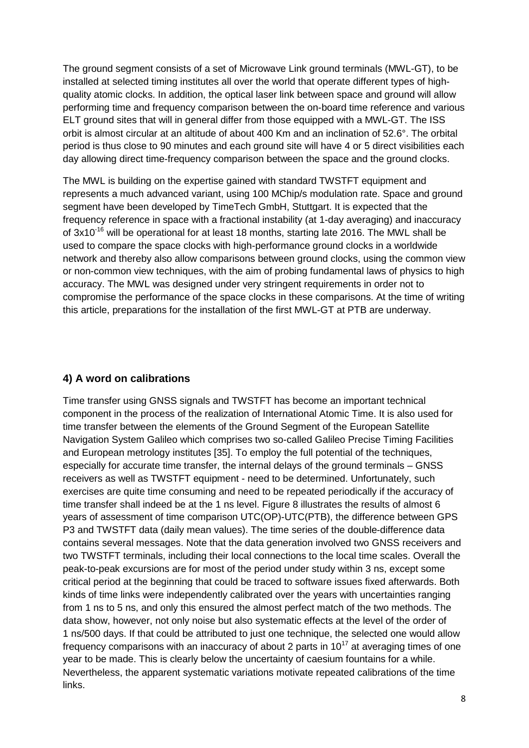The ground segment consists of a set of Microwave Link ground terminals (MWL-GT), to be installed at selected timing institutes all over the world that operate different types of high-quality atomic clocks. In addition, the optical laser link between space and ground will allow performing time and frequency comparison between the on-board time reference and various ELT ground sites that will in general differ from those equipped with a MWL-GT. The ISS orbit is almost circular at an altitude of about 400 Km and an inclination of 52.6°. The orbital period is thus close to 90 minutes and each ground site will have 4 or 5 direct visibilities each day allowing direct time-frequency comparison between the space and the ground clocks.

The MWL is building on the expertise gained with standard TWSTFT equipment and represents a much advanced variant, using 100 MChip/s modulation rate. Space and ground segment have been developed by TimeTech GmbH, Stuttgart. It is expected that the frequency reference in space with a fractional instability (at 1-day averaging) and inaccuracy of $3 \times 10^{-16}$ will be operational for at least 18 months, starting late 2016. The MWL shall be used to compare the space clocks with high-performance ground clocks in a worldwide network and thereby also allow comparisons between ground clocks, using the common view or non-common view techniques, with the aim of probing fundamental laws of physics to high accuracy. The MWL was designed under very stringent requirements in order not to compromise the performance of the space clocks in these comparisons. At the time of writing this article, preparations for the installation of the first MWL-GT at PTB are underway.

## 4) A word on calibrations

Time transfer using GNSS signals and TWSTFT has become an important technical component in the process of the realization of International Atomic Time. It is also used for time transfer between the elements of the Ground Segment of the European Satellite Navigation System Galileo which comprises two so-called Galileo Precise Timing Facilities and European metrology institutes [35]. To employ the full potential of the techniques, especially for accurate time transfer, the internal delays of the ground terminals – GNSS receivers as well as TWSTFT equipment - need to be determined. Unfortunately, such exercises are quite time consuming and need to be repeated periodically if the accuracy of time transfer shall indeed be at the 1 ns level. Figure 8 illustrates the results of almost 6 years of assessment of time comparison UTC(OP)-UTC(PTB), the difference between GPS P3 and TWSTFT data (daily mean values). The time series of the double-difference data contains several messages. Note that the data generation involved two GNSS receivers and two TWSTFT terminals, including their local connections to the local time scales. Overall the peak-to-peak excursions are for most of the period under study within 3 ns, except some critical period at the beginning that could be traced to software issues fixed afterwards. Both kinds of time links were independently calibrated over the years with uncertainties ranging from 1 ns to 5 ns, and only this ensured the almost perfect match of the two methods. The data show, however, not only noise but also systematic effects at the level of the order of 1 ns/500 days. If that could be attributed to just one technique, the selected one would allow frequency comparisons with an inaccuracy of about 2 parts in $10^{17}$ at averaging times of one year to be made. This is clearly below the uncertainty of caesium fountains for a while. Nevertheless, the apparent systematic variations motivate repeated calibrations of the time links.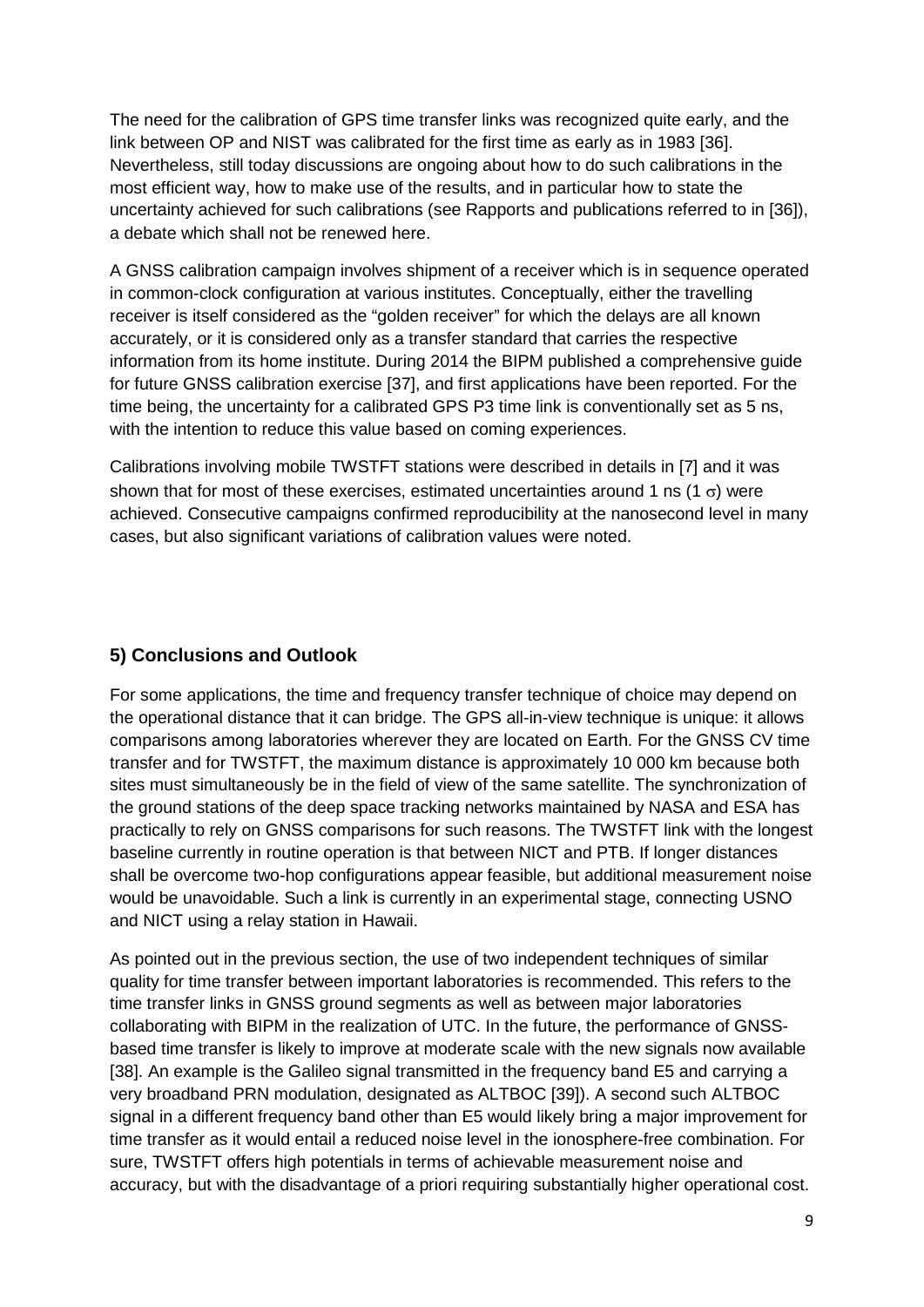The need for the calibration of GPS time transfer links was recognized quite early, and the link between OP and NIST was calibrated for the first time as early as in 1983 [36]. Nevertheless, still today discussions are ongoing about how to do such calibrations in the most efficient way, how to make use of the results, and in particular how to state the uncertainty achieved for such calibrations (see Rapports and publications referred to in [36]), a debate which shall not be renewed here.

A GNSS calibration campaign involves shipment of a receiver which is in sequence operated in common-clock configuration at various institutes. Conceptually, either the travelling receiver is itself considered as the "golden receiver" for which the delays are all known accurately, or it is considered only as a transfer standard that carries the respective information from its home institute. During 2014 the BIPM published a comprehensive guide for future GNSS calibration exercise [37], and first applications have been reported. For the time being, the uncertainty for a calibrated GPS P3 time link is conventionally set as 5 ns, with the intention to reduce this value based on coming experiences.

Calibrations involving mobile TWSTFT stations were described in details in [7] and it was shown that for most of these exercises, estimated uncertainties around 1 ns (1 $\sigma$) were achieved. Consecutive campaigns confirmed reproducibility at the nanosecond level in many cases, but also significant variations of calibration values were noted.

## 5) Conclusions and Outlook

For some applications, the time and frequency transfer technique of choice may depend on the operational distance that it can bridge. The GPS all-in-view technique is unique: it allows comparisons among laboratories wherever they are located on Earth. For the GNSS CV time transfer and for TWSTFT, the maximum distance is approximately 10 000 km because both sites must simultaneously be in the field of view of the same satellite. The synchronization of the ground stations of the deep space tracking networks maintained by NASA and ESA has practically to rely on GNSS comparisons for such reasons. The TWSTFT link with the longest baseline currently in routine operation is that between NICT and PTB. If longer distances shall be overcome two-hop configurations appear feasible, but additional measurement noise would be unavoidable. Such a link is currently in an experimental stage, connecting USNO and NICT using a relay station in Hawaii.

As pointed out in the previous section, the use of two independent techniques of similar quality for time transfer between important laboratories is recommended. This refers to the time transfer links in GNSS ground segments as well as between major laboratories collaborating with BIPM in the realization of UTC. In the future, the performance of GNSS-based time transfer is likely to improve at moderate scale with the new signals now available [38]. An example is the Galileo signal transmitted in the frequency band E5 and carrying a very broadband PRN modulation, designated as ALTBOC [39]). A second such ALTBOC signal in a different frequency band other than E5 would likely bring a major improvement for time transfer as it would entail a reduced noise level in the ionosphere-free combination. For sure, TWSTFT offers high potentials in terms of achievable measurement noise and accuracy, but with the disadvantage of a priori requiring substantially higher operational cost.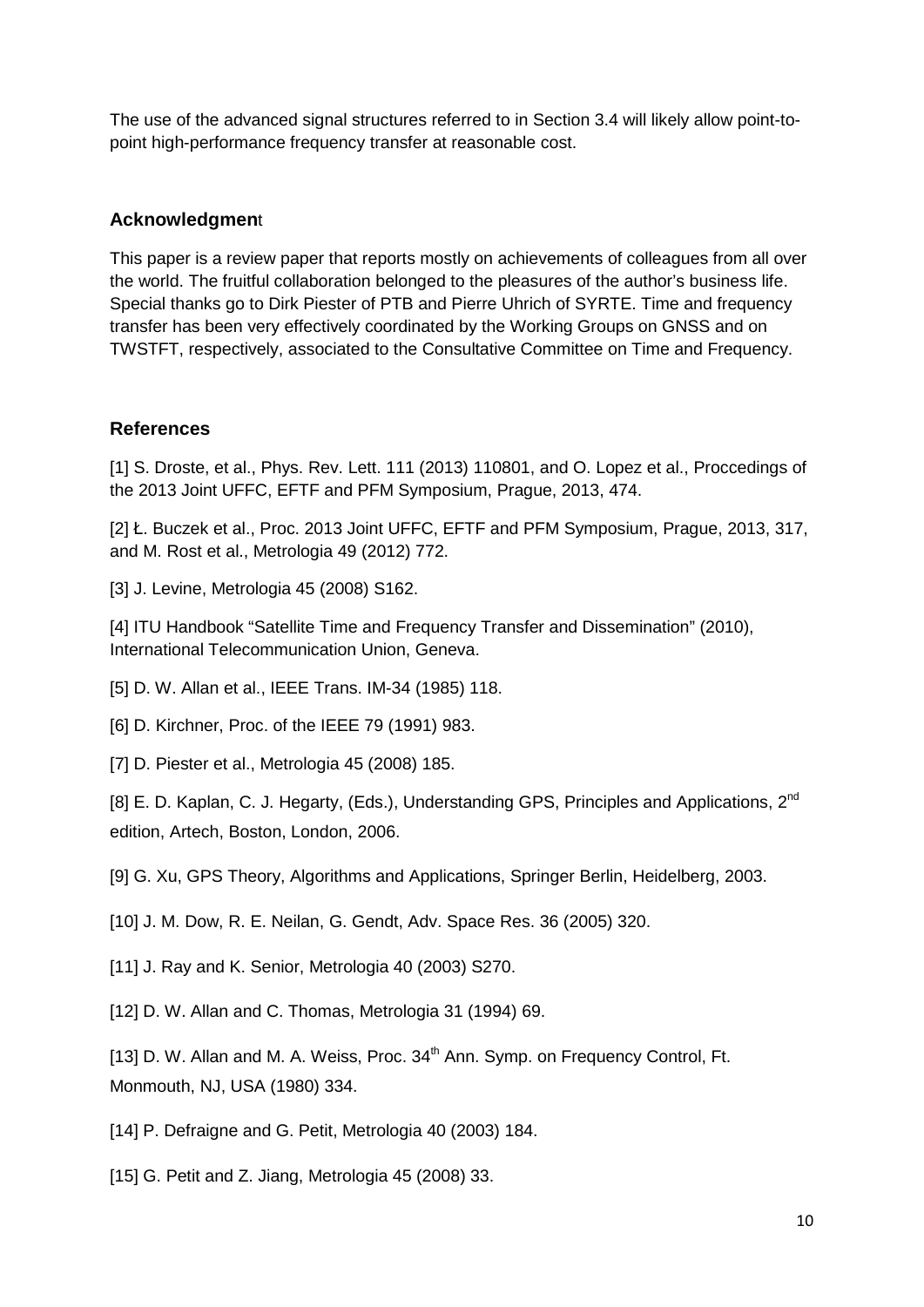The use of the advanced signal structures referred to in Section 3.4 will likely allow point-to-point high-performance frequency transfer at reasonable cost.

### Acknowledgment

This paper is a review paper that reports mostly on achievements of colleagues from all over the world. The fruitful collaboration belonged to the pleasures of the author's business life. Special thanks go to Dirk Piester of PTB and Pierre Uhrich of SYRTE. Time and frequency transfer has been very effectively coordinated by the Working Groups on GNSS and on TWSTFT, respectively, associated to the Consultative Committee on Time and Frequency.

### References

[1] S. Droste, et al., Phys. Rev. Lett. 111 (2013) 110801, and O. Lopez et al., Proccedings of the 2013 Joint UFFC, EFTF and PFM Symposium, Prague, 2013, 474.

[2] Ł. Buczek et al., Proc. 2013 Joint UFFC, EFTF and PFM Symposium, Prague, 2013, 317, and M. Rost et al., Metrologia 49 (2012) 772.

[3] J. Levine, Metrologia 45 (2008) S162.

[4] ITU Handbook "Satellite Time and Frequency Transfer and Dissemination" (2010), International Telecommunication Union, Geneva.

[5] D. W. Allan et al., IEEE Trans. IM-34 (1985) 118.

[6] D. Kirchner, Proc. of the IEEE 79 (1991) 983.

[7] D. Piester et al., Metrologia 45 (2008) 185.

[8] E. D. Kaplan, C. J. Hegarty, (Eds.), Understanding GPS, Principles and Applications, 2nd edition, Artech, Boston, London, 2006.

[9] G. Xu, GPS Theory, Algorithms and Applications, Springer Berlin, Heidelberg, 2003.

[10] J. M. Dow, R. E. Neilan, G. Gendt, Adv. Space Res. 36 (2005) 320.

[11] J. Ray and K. Senior, Metrologia 40 (2003) S270.

[12] D. W. Allan and C. Thomas, Metrologia 31 (1994) 69.

[13] D. W. Allan and M. A. Weiss, Proc. 34th Ann. Symp. on Frequency Control, Ft. Monmouth, NJ, USA (1980) 334.

[14] P. Defraigne and G. Petit, Metrologia 40 (2003) 184.

[15] G. Petit and Z. Jiang, Metrologia 45 (2008) 33.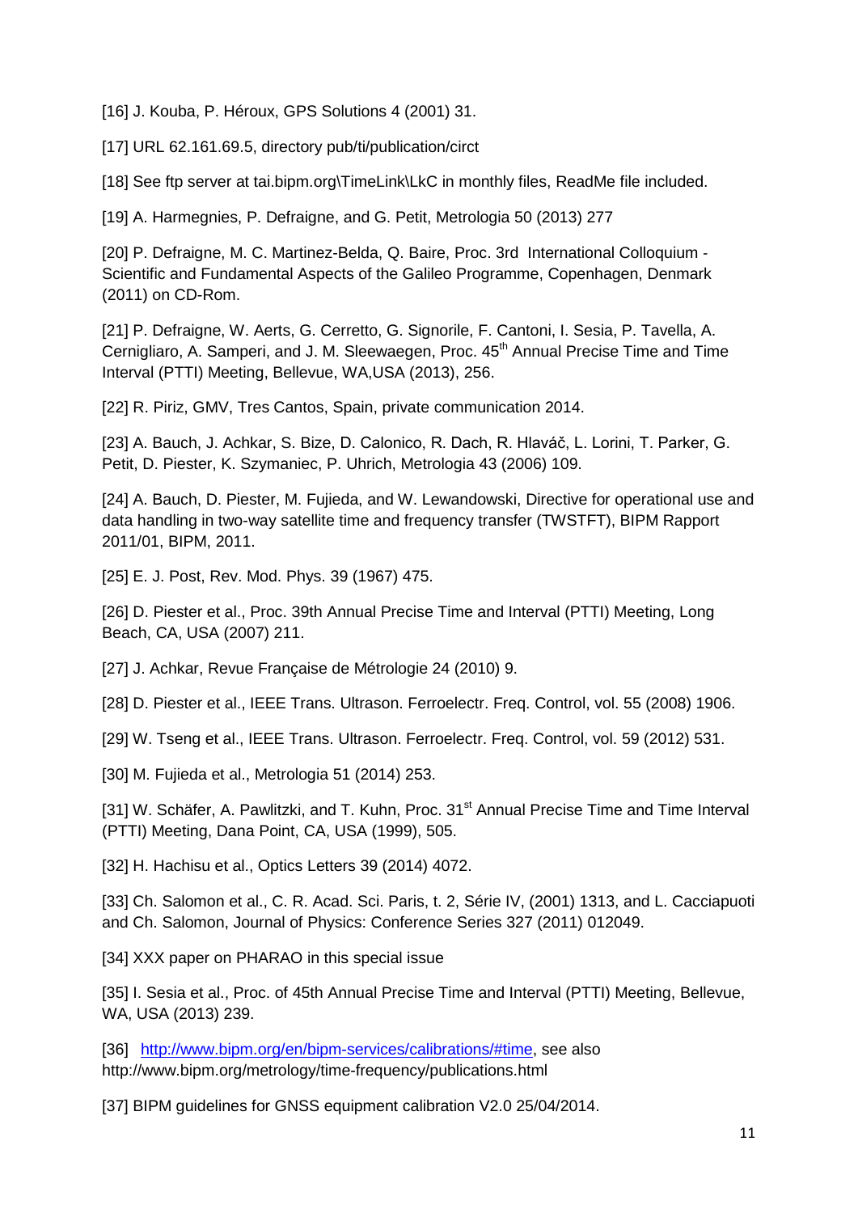[16] J. Kouba, P. Héroux, GPS Solutions 4 (2001) 31.

[17] URL 62.161.69.5, directory pub/ti/publication/circt

[18] See ftp server at tai.bipm.org\TimeLink\LkC in monthly files, ReadMe file included.

[19] A. Harmegnies, P. Defraigne, and G. Petit, Metrologia 50 (2013) 277

[20] P. Defraigne, M. C. Martinez-Belda, Q. Baire, Proc. 3rd International Colloquium - Scientific and Fundamental Aspects of the Galileo Programme, Copenhagen, Denmark (2011) on CD-Rom.

[21] P. Defraigne, W. Aerts, G. Cerretto, G. Signorile, F. Cantoni, I. Sesia, P. Tavella, A. Cernigliaro, A. Samperi, and J. M. Sleewaegen, Proc. 45th Annual Precise Time and Time Interval (PTTI) Meeting, Bellevue, WA,USA (2013), 256.

[22] R. Piriz, GMV, Tres Cantos, Spain, private communication 2014.

[23] A. Bauch, J. Achkar, S. Bize, D. Calonico, R. Dach, R. Hlaváč, L. Lorini, T. Parker, G. Petit, D. Piester, K. Szymaniec, P. Uhrich, Metrologia 43 (2006) 109.

[24] A. Bauch, D. Piester, M. Fujieda, and W. Lewandowski, Directive for operational use and data handling in two-way satellite time and frequency transfer (TWSTFT), BIPM Rapport 2011/01, BIPM, 2011.

[25] E. J. Post, Rev. Mod. Phys. 39 (1967) 475.

[26] D. Piester et al., Proc. 39th Annual Precise Time and Interval (PTTI) Meeting, Long Beach, CA, USA (2007) 211.

[27] J. Achkar, Revue Française de Métrologie 24 (2010) 9.

[28] D. Piester et al., IEEE Trans. Ultrason. Ferroelectr. Freq. Control, vol. 55 (2008) 1906.

[29] W. Tseng et al., IEEE Trans. Ultrason. Ferroelectr. Freq. Control, vol. 59 (2012) 531.

[30] M. Fujieda et al., Metrologia 51 (2014) 253.

[31] W. Schäfer, A. Pawlitzki, and T. Kuhn, Proc. 31st Annual Precise Time and Time Interval (PTTI) Meeting, Dana Point, CA, USA (1999), 505.

[32] H. Hachisu et al., Optics Letters 39 (2014) 4072.

[33] Ch. Salomon et al., C. R. Acad. Sci. Paris, t. 2, Série IV, (2001) 1313, and L. Cacciapuoti and Ch. Salomon, Journal of Physics: Conference Series 327 (2011) 012049.

[34] XXX paper on PHARAO in this special issue

[35] I. Sesia et al., Proc. of 45th Annual Precise Time and Interval (PTTI) Meeting, Bellevue, WA, USA (2013) 239.

[36] http://www.bipm.org/en/bipm-services/calibrations/#time, see also http://www.bipm.org/metrology/time-frequency/publications.html

[37] BIPM guidelines for GNSS equipment calibration V2.0 25/04/2014.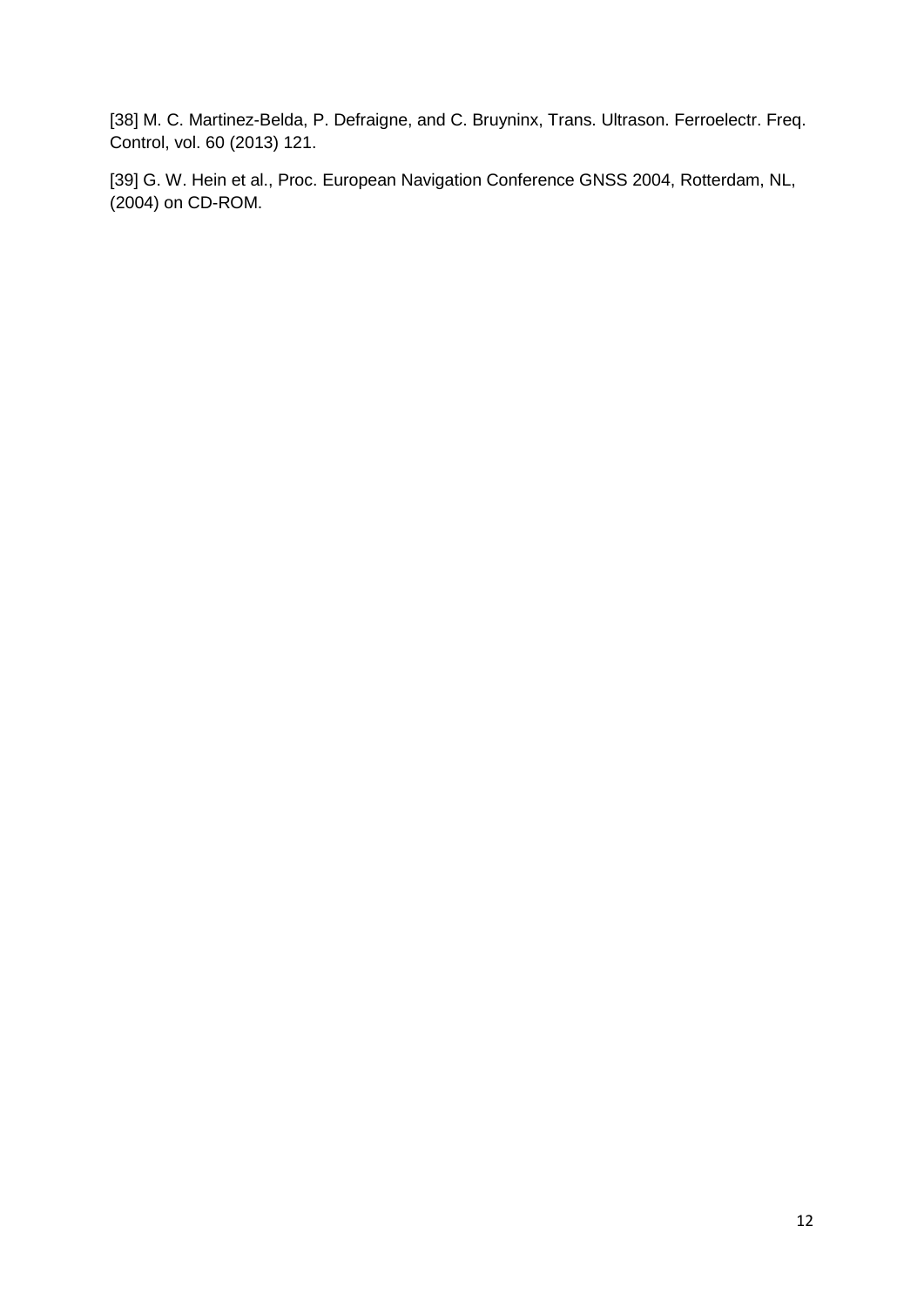[38] M. C. Martinez-Belda, P. Defraigne, and C. Bruyninx, Trans. Ultrason. Ferroelectr. Freq. Control, vol. 60 (2013) 121.

[39] G. W. Hein et al., Proc. European Navigation Conference GNSS 2004, Rotterdam, NL, (2004) on CD-ROM.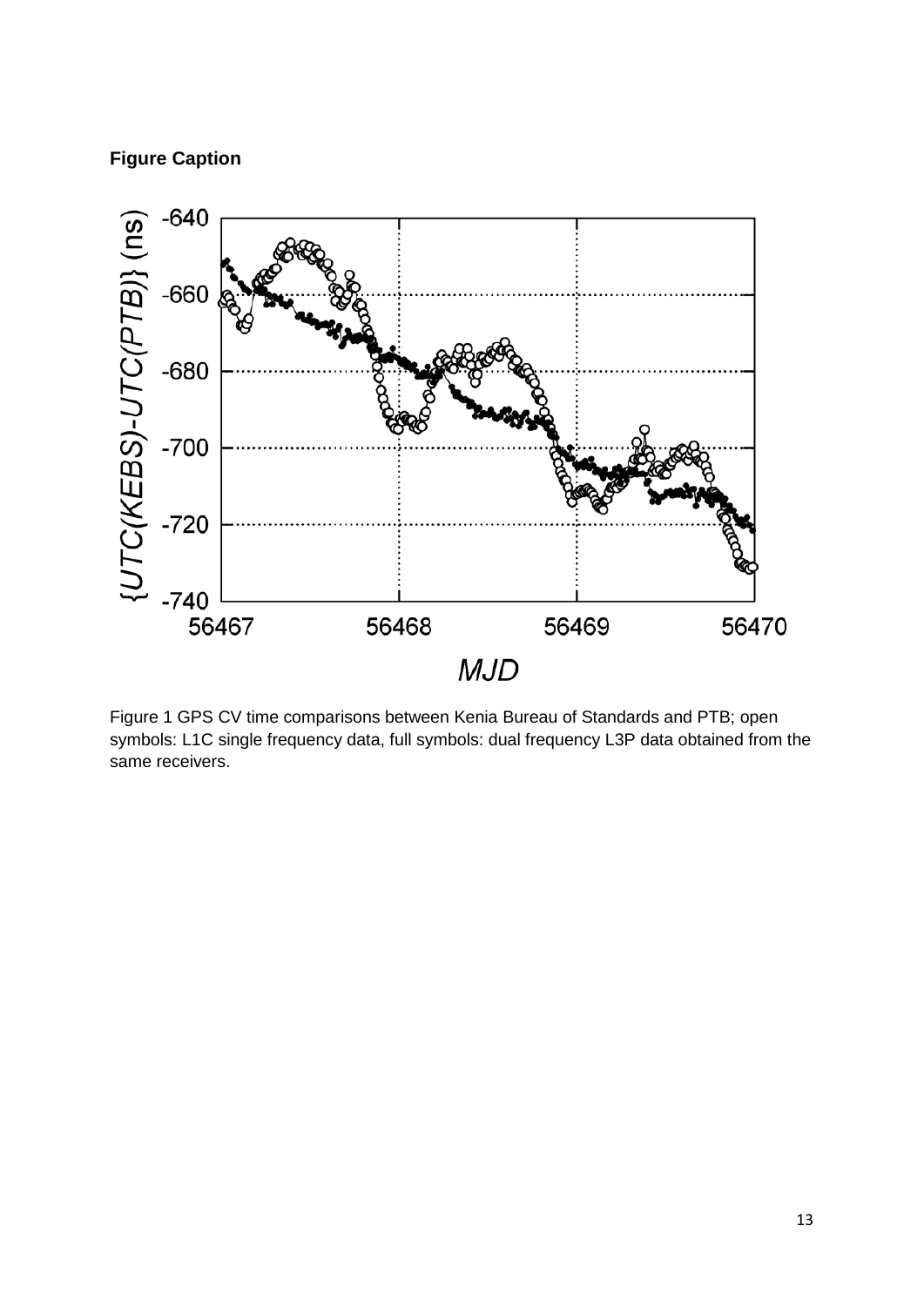**Figure Caption**

Figure 1 GPS CV time comparisons between Kenia Bureau of Standards and PTB; open symbols: L1C single frequency data, full symbols: dual frequency L3P data obtained from the same receivers.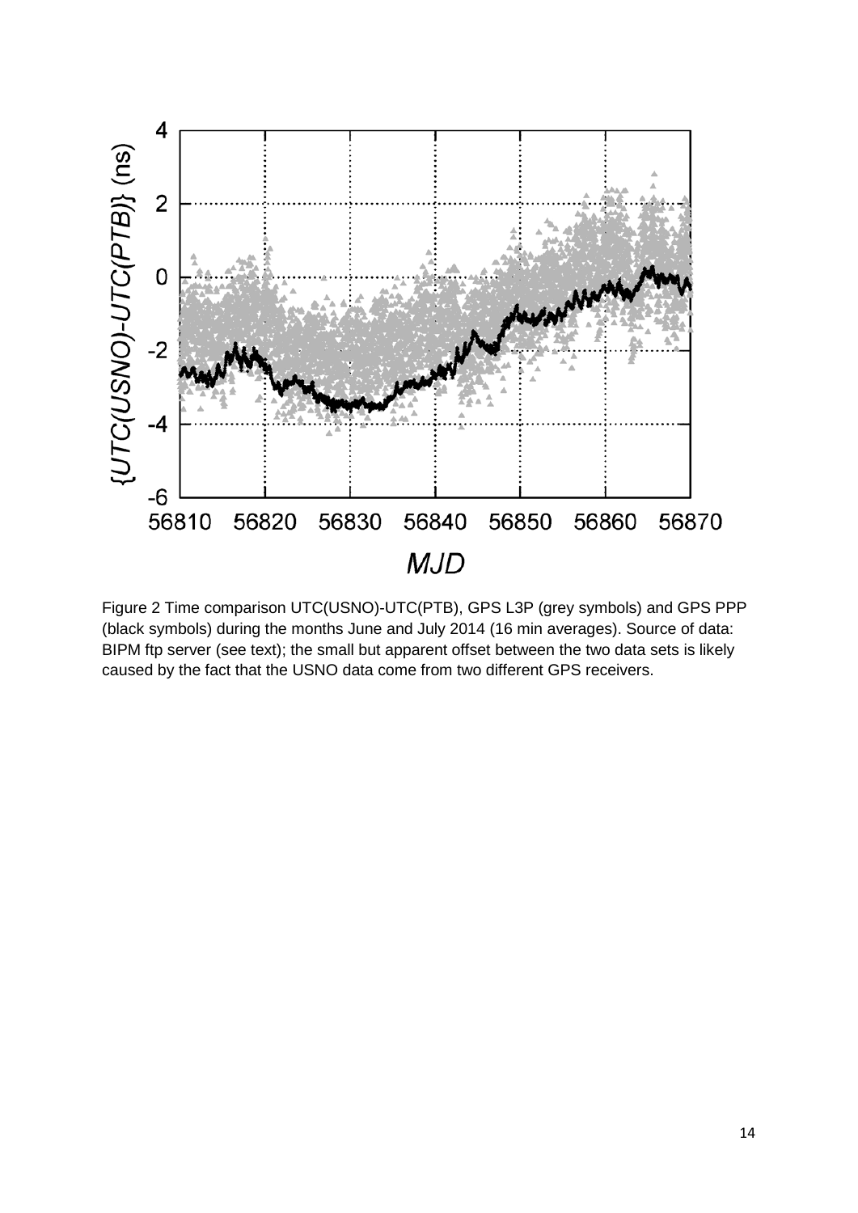Figure 2 Time comparison UTC(USNO)-UTC(PTB), GPS L3P (grey symbols) and GPS PPP (black symbols) during the months June and July 2014 (16 min averages). Source of data: BIPM ftp server (see text); the small but apparent offset between the two data sets is likely caused by the fact that the USNO data come from two different GPS receivers.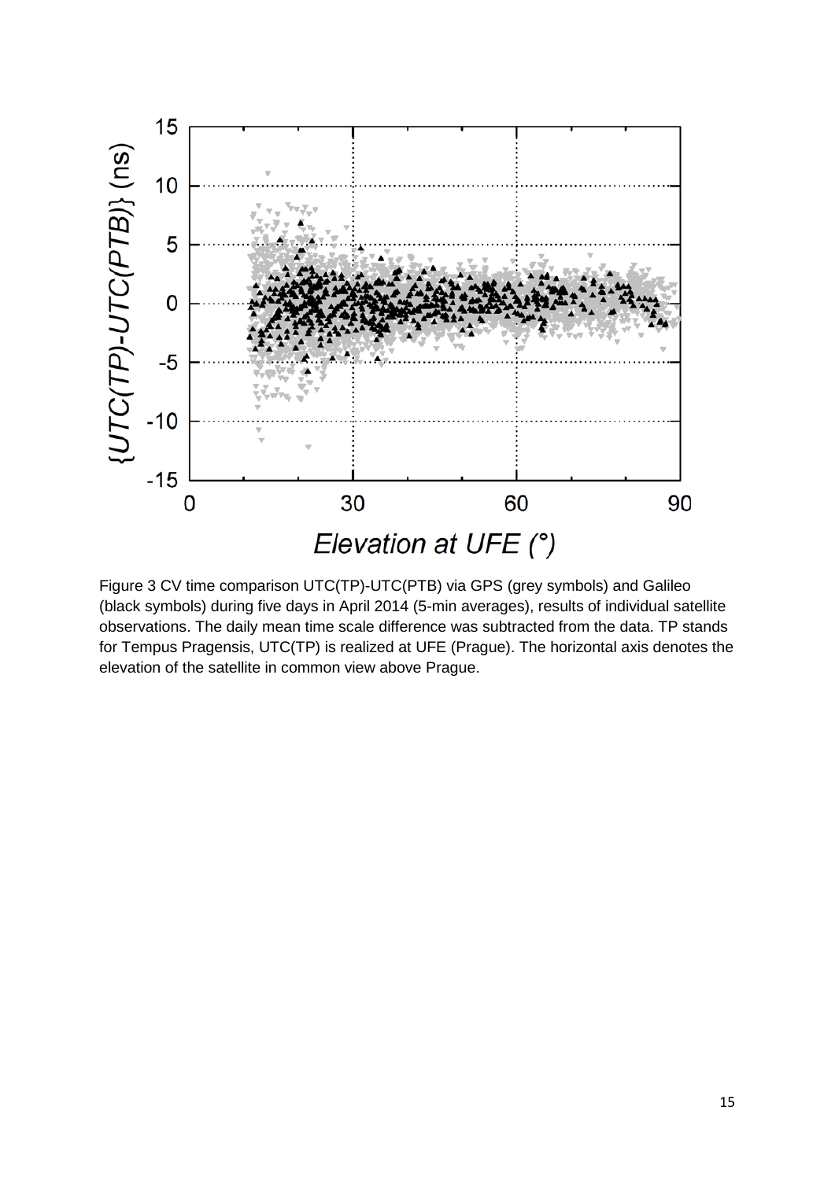Figure 3 CV time comparison UTC(TP)-UTC(PTB) via GPS (grey symbols) and Galileo (black symbols) during five days in April 2014 (5-min averages), results of individual satellite observations. The daily mean time scale difference was subtracted from the data. TP stands for Tempus Pragensis, UTC(TP) is realized at UFE (Prague). The horizontal axis denotes the elevation of the satellite in common view above Prague.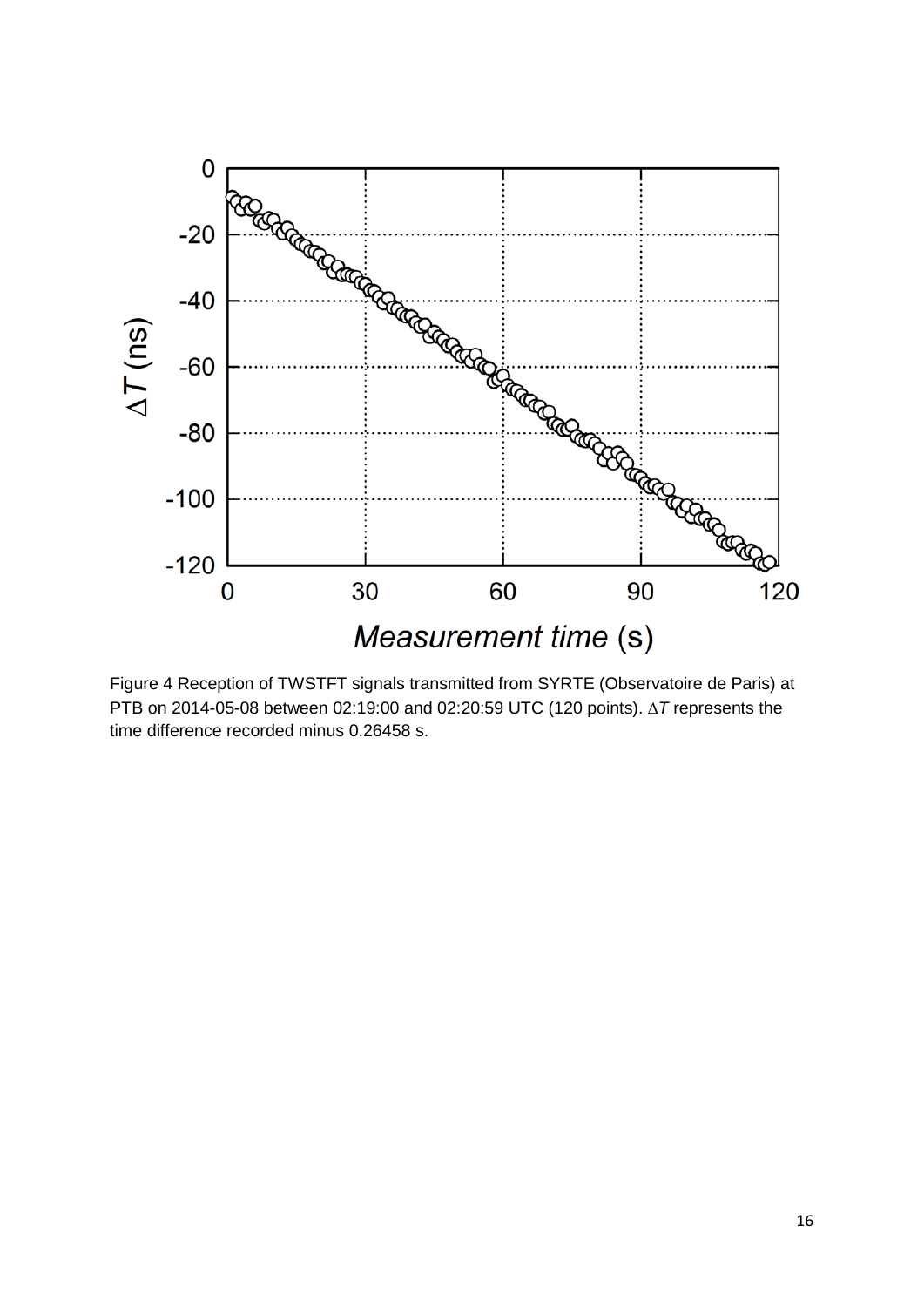Figure 4 Reception of TWSTFT signals transmitted from SYRTE (Observatoire de Paris) at PTB on 2014-05-08 between 02:19:00 and 02:20:59 UTC (120 points). $\Delta T$ represents the time difference recorded minus 0.26458 s.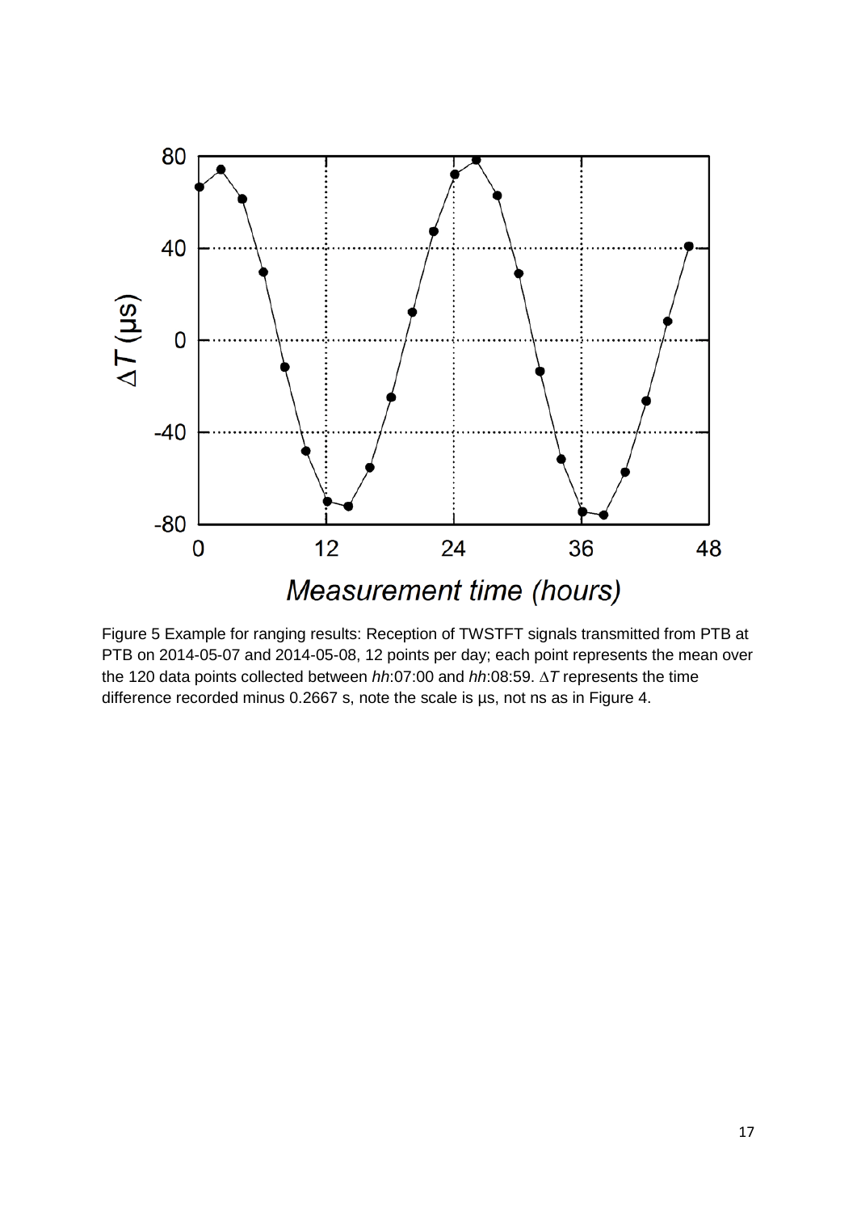Figure 5 Example for ranging results: Reception of TWSTFT signals transmitted from PTB at PTB on 2014-05-07 and 2014-05-08, 12 points per day; each point represents the mean over the 120 data points collected between *hh*:07:00 and *hh*:08:59. $\Delta T$ represents the time difference recorded minus 0.2667 s, note the scale is µs, not ns as in Figure 4.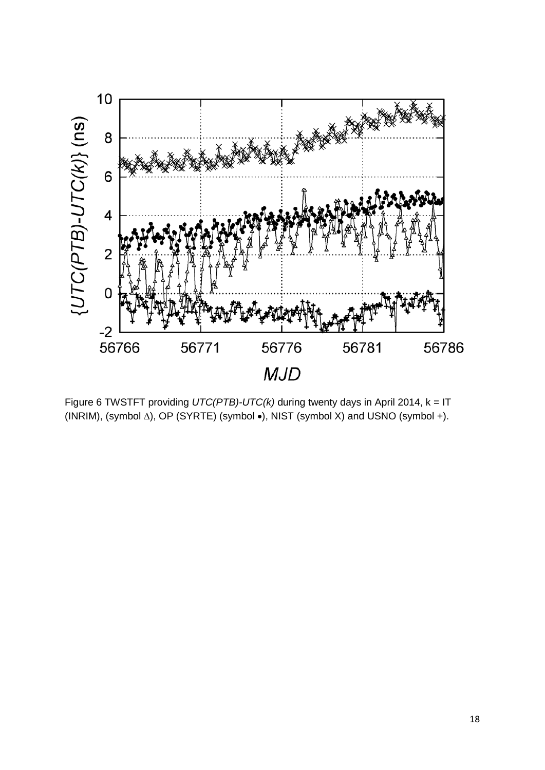Figure 6 TWSTFT providing *UTC(PTB)-UTC(k)* during twenty days in April 2014, k = IT (INRIM), (symbol ∆), OP (SYRTE) (symbol •), NIST (symbol X) and USNO (symbol +).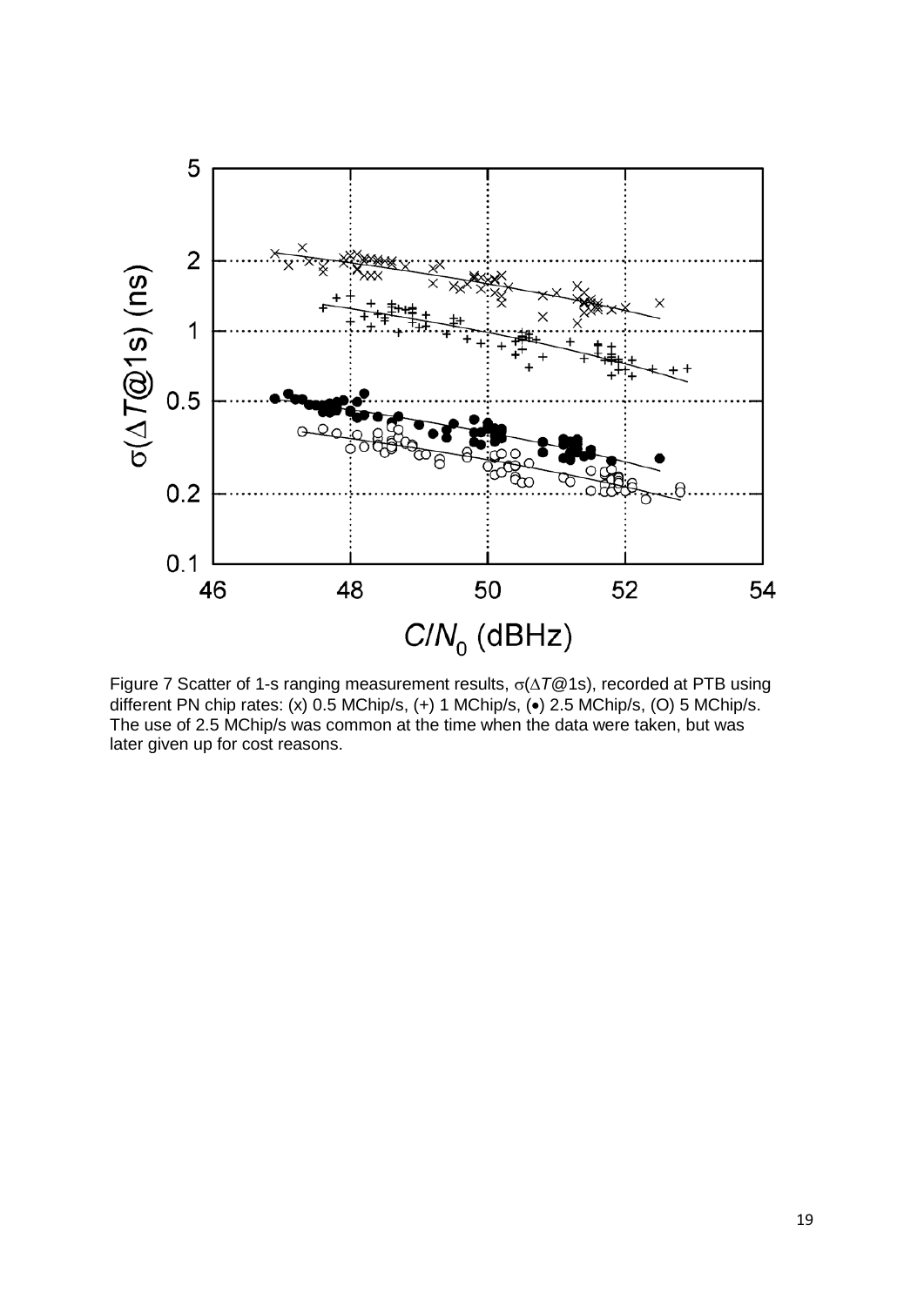Figure 7 Scatter of 1-s ranging measurement results, $\sigma(\Delta T@1s)$, recorded at PTB using different PN chip rates: (x) 0.5 MChip/s, (+) 1 MChip/s, (•) 2.5 MChip/s, (O) 5 MChip/s. The use of 2.5 MChip/s was common at the time when the data were taken, but was later given up for cost reasons.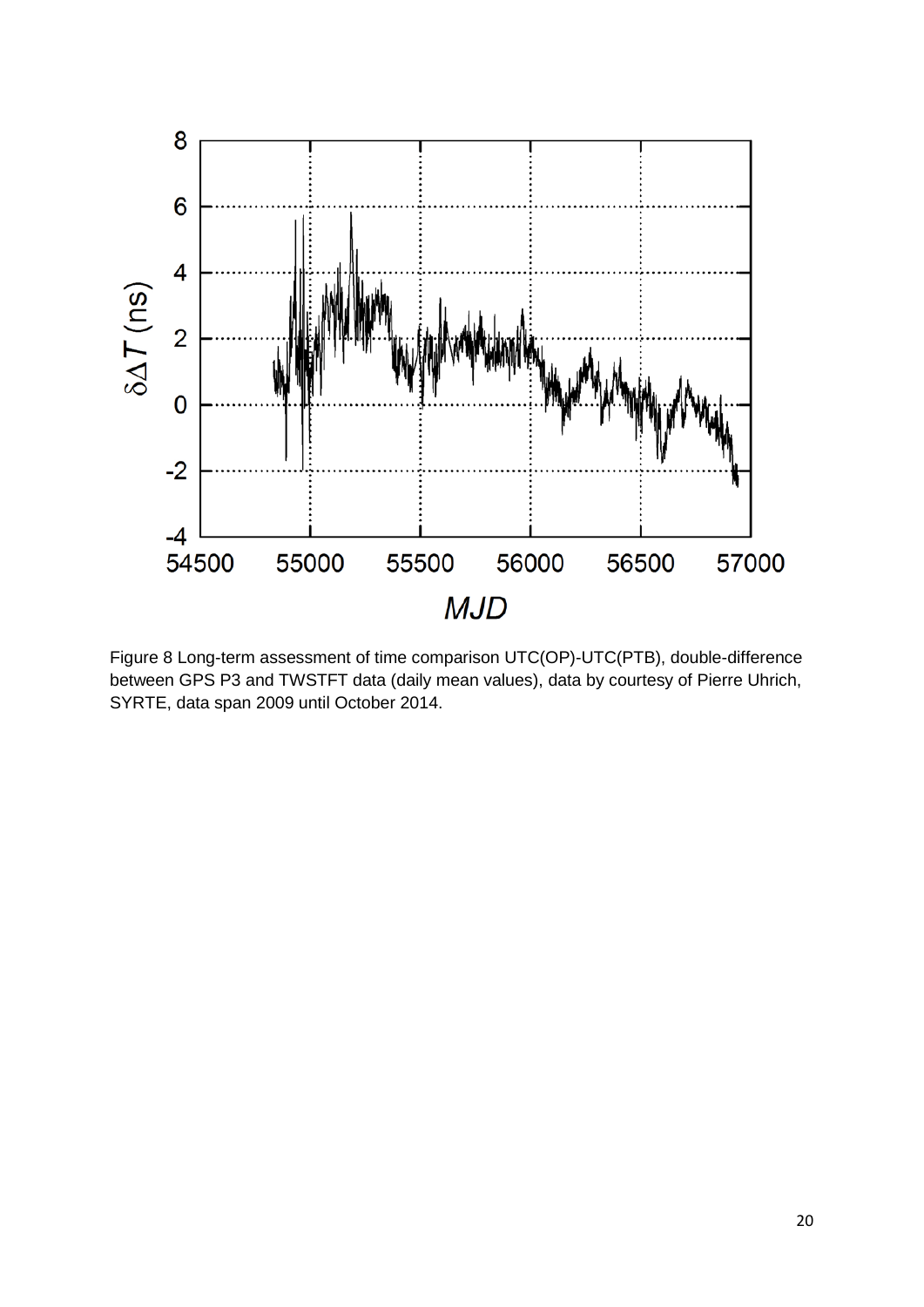8

6

4

2

0

-2

-4

$\delta\Delta T$ (ns)

54500 55000 55500 56000 56500 57000

*MJD*

Figure 8 Long-term assessment of time comparison UTC(OP)-UTC(PTB), double-difference between GPS P3 and TWSTFT data (daily mean values), data by courtesy of Pierre Uhrich, SYRTE, data span 2009 until October 2014.